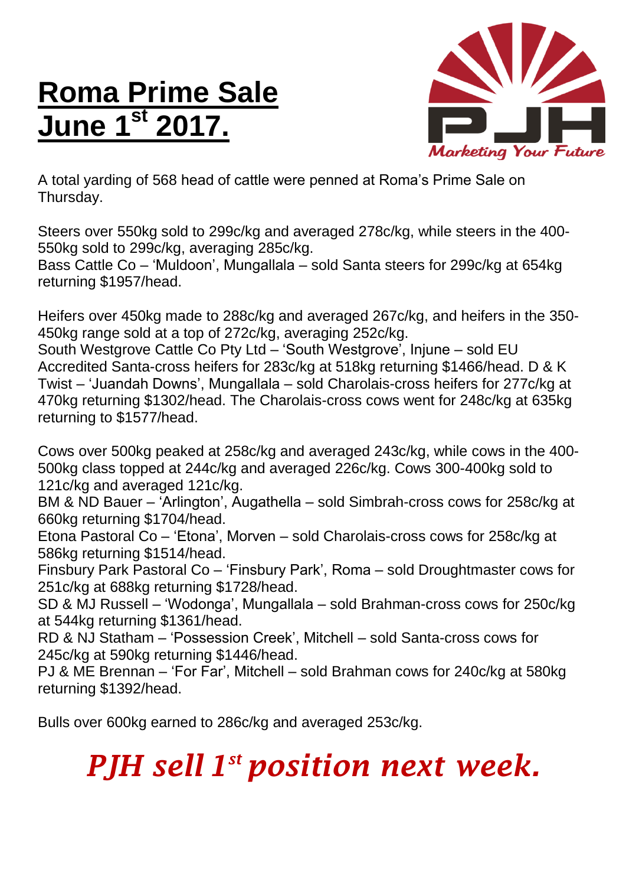# Roma Prime Sale June 1st 2017.

PJH

*Marketing Your Future*

A total yarding of 568 head of cattle were penned at Roma's Prime Sale on Thursday.

Steers over 550kg sold to 299c/kg and averaged 278c/kg, while steers in the 400-550kg sold to 299c/kg, averaging 285c/kg.
Bass Cattle Co – 'Muldoon', Mungallala – sold Santa steers for 299c/kg at 654kg returning $1957/head.

Heifers over 450kg made to 288c/kg and averaged 267c/kg, and heifers in the 350-450kg range sold at a top of 272c/kg, averaging 252c/kg.
South Westgrove Cattle Co Pty Ltd – 'South Westgrove', Injune – sold EU Accredited Santa-cross heifers for 283c/kg at 518kg returning $1466/head. D & K Twist – 'Juandah Downs', Mungallala – sold Charolais-cross heifers for 277c/kg at 470kg returning $1302/head. The Charolais-cross cows went for 248c/kg at 635kg returning to $1577/head.

Cows over 500kg peaked at 258c/kg and averaged 243c/kg, while cows in the 400-500kg class topped at 244c/kg and averaged 226c/kg. Cows 300-400kg sold to 121c/kg and averaged 121c/kg.
BM & ND Bauer – 'Arlington', Augathella – sold Simbrah-cross cows for 258c/kg at 660kg returning $1704/head.
Etona Pastoral Co – 'Etona', Morven – sold Charolais-cross cows for 258c/kg at 586kg returning $1514/head.
Finsbury Park Pastoral Co – 'Finsbury Park', Roma – sold Droughtmaster cows for 251c/kg at 688kg returning $1728/head.
SD & MJ Russell – 'Wodonga', Mungallala – sold Brahman-cross cows for 250c/kg at 544kg returning $1361/head.
RD & NJ Statham – 'Possession Creek', Mitchell – sold Santa-cross cows for 245c/kg at 590kg returning $1446/head.
PJ & ME Brennan – 'For Far', Mitchell – sold Brahman cows for 240c/kg at 580kg returning $1392/head.

Bulls over 600kg earned to 286c/kg and averaged 253c/kg.

***PJH sell 1st position next week.***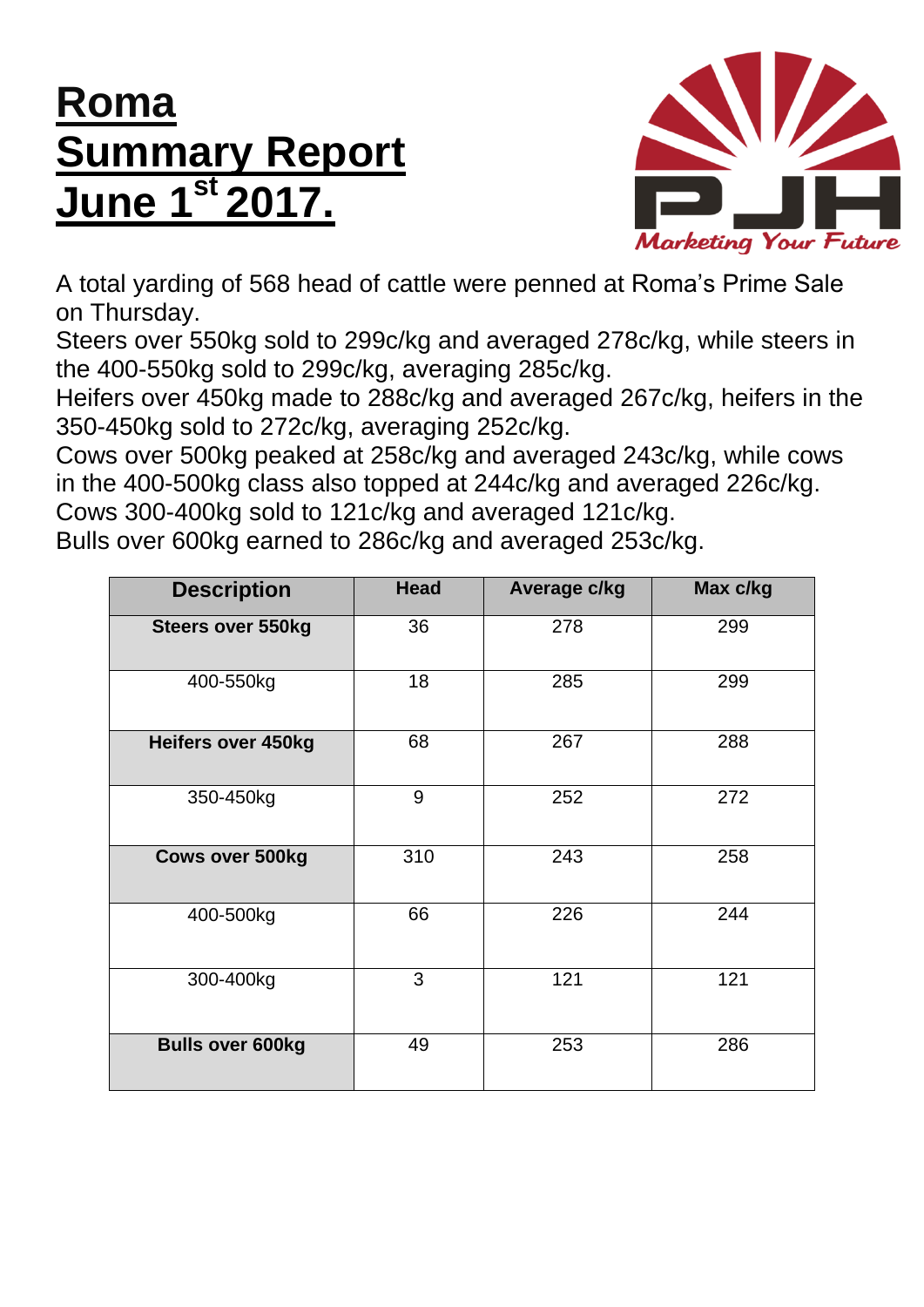# Roma Summary Report June 1st 2017.

Marketing Your Future

A total yarding of 568 head of cattle were penned at Roma's Prime Sale on Thursday.

Steers over 550kg sold to 299c/kg and averaged 278c/kg, while steers in the 400-550kg sold to 299c/kg, averaging 285c/kg.

Heifers over 450kg made to 288c/kg and averaged 267c/kg, heifers in the 350-450kg sold to 272c/kg, averaging 252c/kg.

Cows over 500kg peaked at 258c/kg and averaged 243c/kg, while cows in the 400-500kg class also topped at 244c/kg and averaged 226c/kg.

Cows 300-400kg sold to 121c/kg and averaged 121c/kg.

Bulls over 600kg earned to 286c/kg and averaged 253c/kg.

| Description | Head | Average c/kg | Max c/kg |
|---|---|---|---|
| **Steers over 550kg** | 36 | 278 | 299 |
| 400-550kg | 18 | 285 | 299 |
| **Heifers over 450kg** | 68 | 267 | 288 |
| 350-450kg | 9 | 252 | 272 |
| **Cows over 500kg** | 310 | 243 | 258 |
| 400-500kg | 66 | 226 | 244 |
| 300-400kg | 3 | 121 | 121 |
| **Bulls over 600kg** | 49 | 253 | 286 |